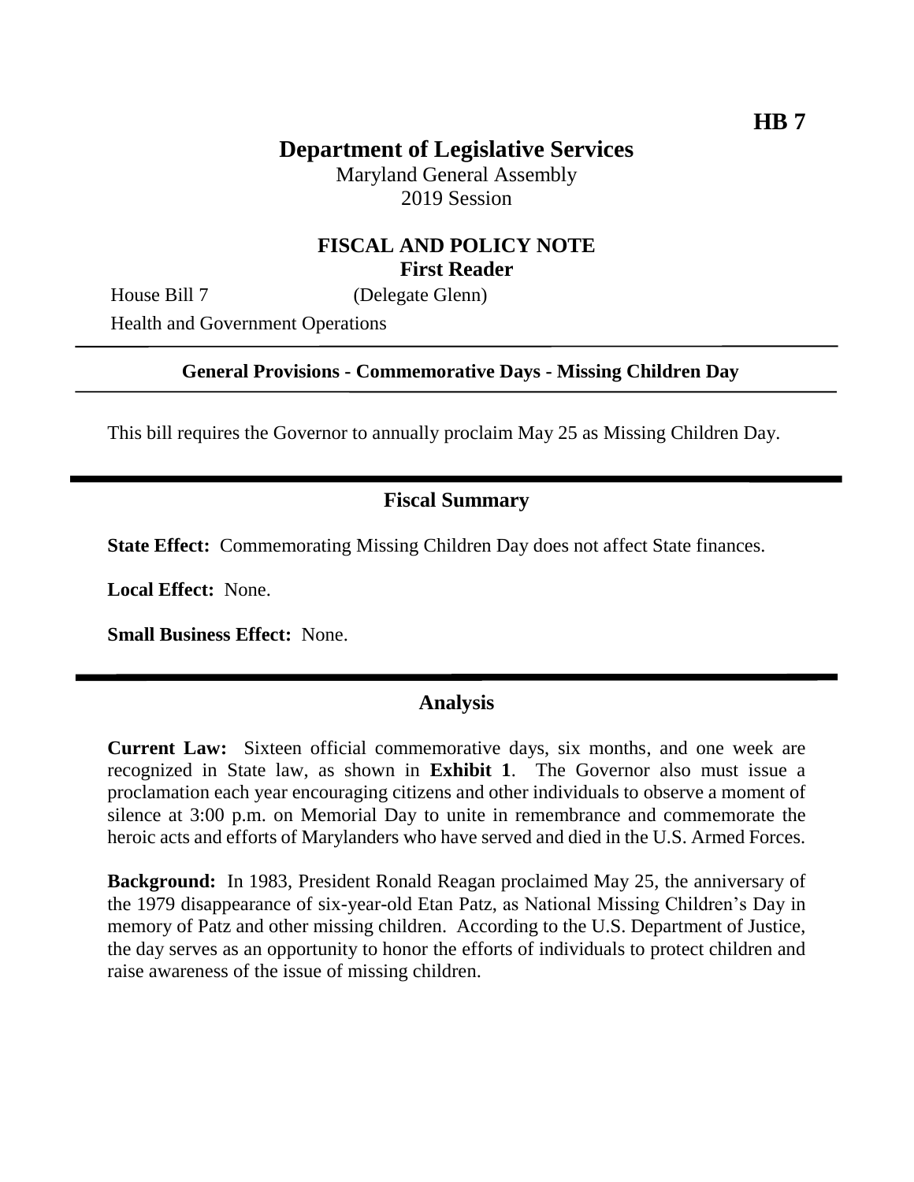**HB 7**

# Department of Legislative Services

Maryland General Assembly
2019 Session

## FISCAL AND POLICY NOTE
**First Reader**

House Bill 7 (Delegate Glenn)

Health and Government Operations

---

**General Provisions - Commemorative Days - Missing Children Day**

---

This bill requires the Governor to annually proclaim May 25 as Missing Children Day.

## Fiscal Summary

**State Effect:** Commemorating Missing Children Day does not affect State finances.

**Local Effect:** None.

**Small Business Effect:** None.

## Analysis

**Current Law:** Sixteen official commemorative days, six months, and one week are recognized in State law, as shown in **Exhibit 1**. The Governor also must issue a proclamation each year encouraging citizens and other individuals to observe a moment of silence at 3:00 p.m. on Memorial Day to unite in remembrance and commemorate the heroic acts and efforts of Marylanders who have served and died in the U.S. Armed Forces.

**Background:** In 1983, President Ronald Reagan proclaimed May 25, the anniversary of the 1979 disappearance of six-year-old Etan Patz, as National Missing Children's Day in memory of Patz and other missing children. According to the U.S. Department of Justice, the day serves as an opportunity to honor the efforts of individuals to protect children and raise awareness of the issue of missing children.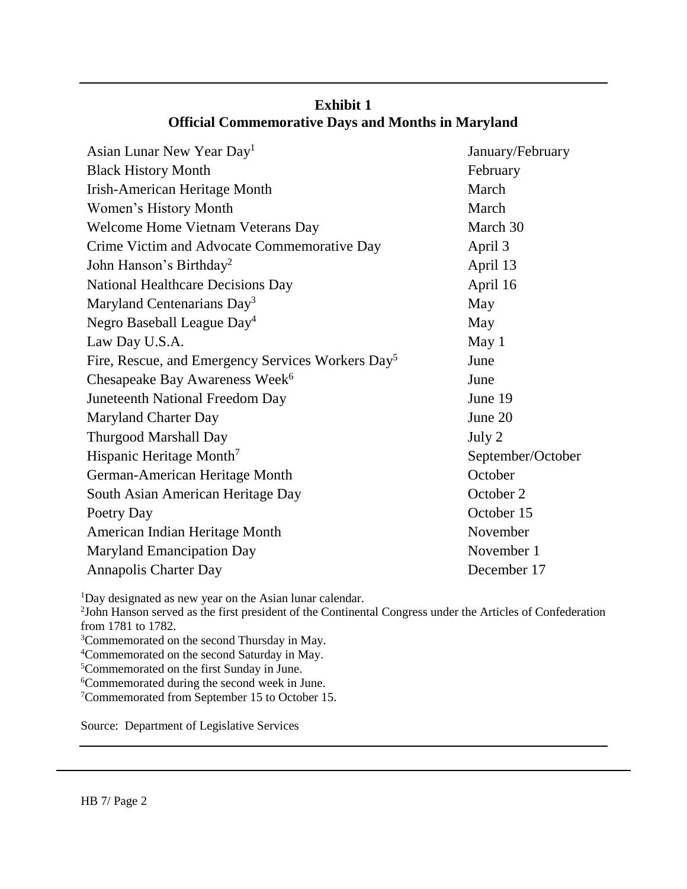**Exhibit 1**
**Official Commemorative Days and Months in Maryland**

| | |
|---|---|
| Asian Lunar New Year Day[1] | January/February |
| Black History Month | February |
| Irish-American Heritage Month | March |
| Women's History Month | March |
| Welcome Home Vietnam Veterans Day | March 30 |
| Crime Victim and Advocate Commemorative Day | April 3 |
| John Hanson's Birthday[2] | April 13 |
| National Healthcare Decisions Day | April 16 |
| Maryland Centenarians Day[3] | May |
| Negro Baseball League Day[4] | May |
| Law Day U.S.A. | May 1 |
| Fire, Rescue, and Emergency Services Workers Day[5] | June |
| Chesapeake Bay Awareness Week[6] | June |
| Juneteenth National Freedom Day | June 19 |
| Maryland Charter Day | June 20 |
| Thurgood Marshall Day | July 2 |
| Hispanic Heritage Month[7] | September/October |
| German-American Heritage Month | October |
| South Asian American Heritage Day | October 2 |
| Poetry Day | October 15 |
| American Indian Heritage Month | November |
| Maryland Emancipation Day | November 1 |
| Annapolis Charter Day | December 17 |

[1]Day designated as new year on the Asian lunar calendar.
[2]John Hanson served as the first president of the Continental Congress under the Articles of Confederation from 1781 to 1782.
[3]Commemorated on the second Thursday in May.
[4]Commemorated on the second Saturday in May.
[5]Commemorated on the first Sunday in June.
[6]Commemorated during the second week in June.
[7]Commemorated from September 15 to October 15.

Source: Department of Legislative Services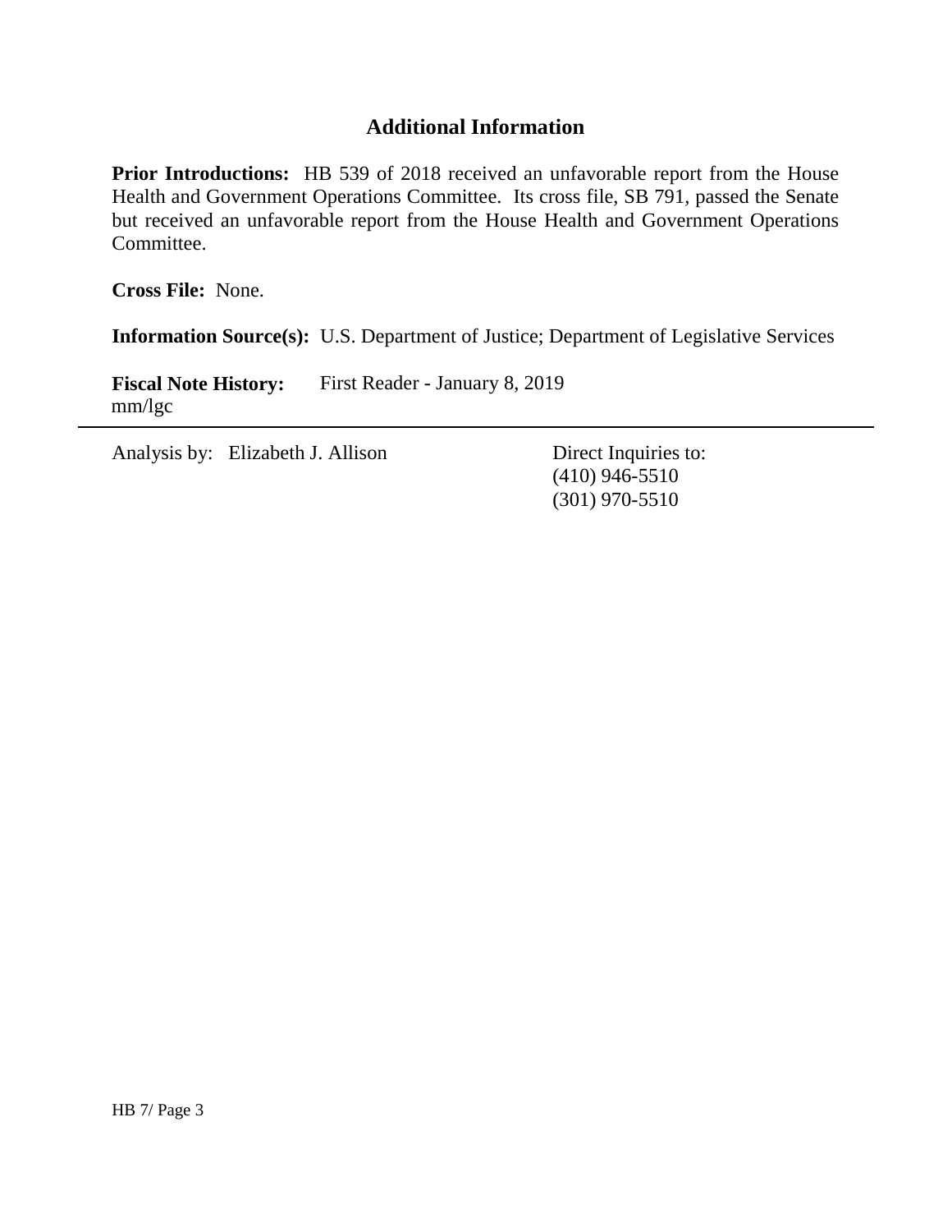## Additional Information

**Prior Introductions:** HB 539 of 2018 received an unfavorable report from the House Health and Government Operations Committee. Its cross file, SB 791, passed the Senate but received an unfavorable report from the House Health and Government Operations Committee.

**Cross File:** None.

**Information Source(s):** U.S. Department of Justice; Department of Legislative Services

**Fiscal Note History:** First Reader - January 8, 2019
mm/lgc

---

Analysis by: Elizabeth J. Allison

Direct Inquiries to:
(410) 946-5510
(301) 970-5510